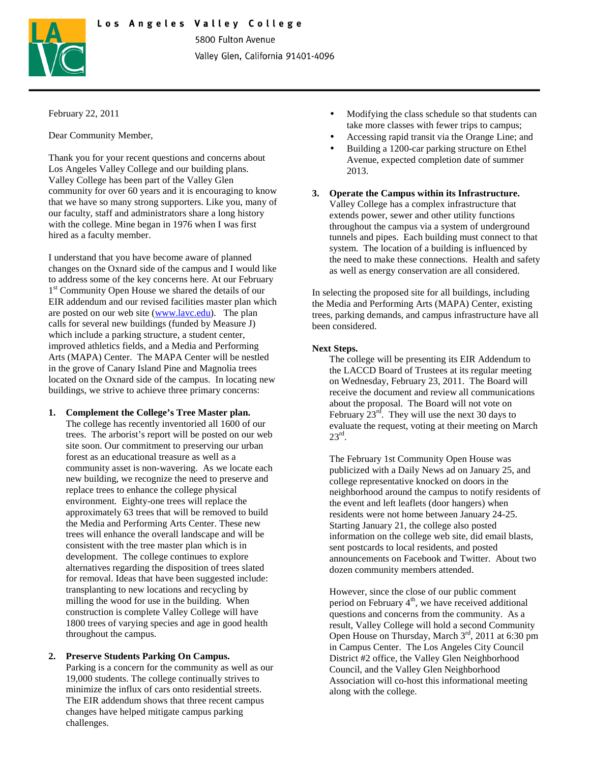**Los Angeles Valley College**
5800 Fulton Avenue
Valley Glen, California 91401-4096

February 22, 2011

Dear Community Member,

Thank you for your recent questions and concerns about Los Angeles Valley College and our building plans. Valley College has been part of the Valley Glen community for over 60 years and it is encouraging to know that we have so many strong supporters. Like you, many of our faculty, staff and administrators share a long history with the college. Mine began in 1976 when I was first hired as a faculty member.

I understand that you have become aware of planned changes on the Oxnard side of the campus and I would like to address some of the key concerns here. At our February 1st Community Open House we shared the details of our EIR addendum and our revised facilities master plan which are posted on our web site (www.lavc.edu). The plan calls for several new buildings (funded by Measure J) which include a parking structure, a student center, improved athletics fields, and a Media and Performing Arts (MAPA) Center. The MAPA Center will be nestled in the grove of Canary Island Pine and Magnolia trees located on the Oxnard side of the campus. In locating new buildings, we strive to achieve three primary concerns:

1. **Complement the College's Tree Master plan.** The college has recently inventoried all 1600 of our trees. The arborist's report will be posted on our web site soon. Our commitment to preserving our urban forest as an educational treasure as well as a community asset is non-wavering. As we locate each new building, we recognize the need to preserve and replace trees to enhance the college physical environment. Eighty-one trees will replace the approximately 63 trees that will be removed to build the Media and Performing Arts Center. These new trees will enhance the overall landscape and will be consistent with the tree master plan which is in development. The college continues to explore alternatives regarding the disposition of trees slated for removal. Ideas that have been suggested include: transplanting to new locations and recycling by milling the wood for use in the building. When construction is complete Valley College will have 1800 trees of varying species and age in good health throughout the campus.

2. **Preserve Students Parking On Campus.** Parking is a concern for the community as well as our 19,000 students. The college continually strives to minimize the influx of cars onto residential streets. The EIR addendum shows that three recent campus changes have helped mitigate campus parking challenges.
   - Modifying the class schedule so that students can take more classes with fewer trips to campus;
   - Accessing rapid transit via the Orange Line; and
   - Building a 1200-car parking structure on Ethel Avenue, expected completion date of summer 2013.

3. **Operate the Campus within its Infrastructure.** Valley College has a complex infrastructure that extends power, sewer and other utility functions throughout the campus via a system of underground tunnels and pipes. Each building must connect to that system. The location of a building is influenced by the need to make these connections. Health and safety as well as energy conservation are all considered.

In selecting the proposed site for all buildings, including the Media and Performing Arts (MAPA) Center, existing trees, parking demands, and campus infrastructure have all been considered.

**Next Steps.**

The college will be presenting its EIR Addendum to the LACCD Board of Trustees at its regular meeting on Wednesday, February 23, 2011. The Board will receive the document and review all communications about the proposal. The Board will not vote on February 23rd. They will use the next 30 days to evaluate the request, voting at their meeting on March 23rd.

The February 1st Community Open House was publicized with a Daily News ad on January 25, and college representative knocked on doors in the neighborhood around the campus to notify residents of the event and left leaflets (door hangers) when residents were not home between January 24-25. Starting January 21, the college also posted information on the college web site, did email blasts, sent postcards to local residents, and posted announcements on Facebook and Twitter. About two dozen community members attended.

However, since the close of our public comment period on February 4th, we have received additional questions and concerns from the community. As a result, Valley College will hold a second Community Open House on Thursday, March 3rd, 2011 at 6:30 pm in Campus Center. The Los Angeles City Council District #2 office, the Valley Glen Neighborhood Council, and the Valley Glen Neighborhood Association will co-host this informational meeting along with the college.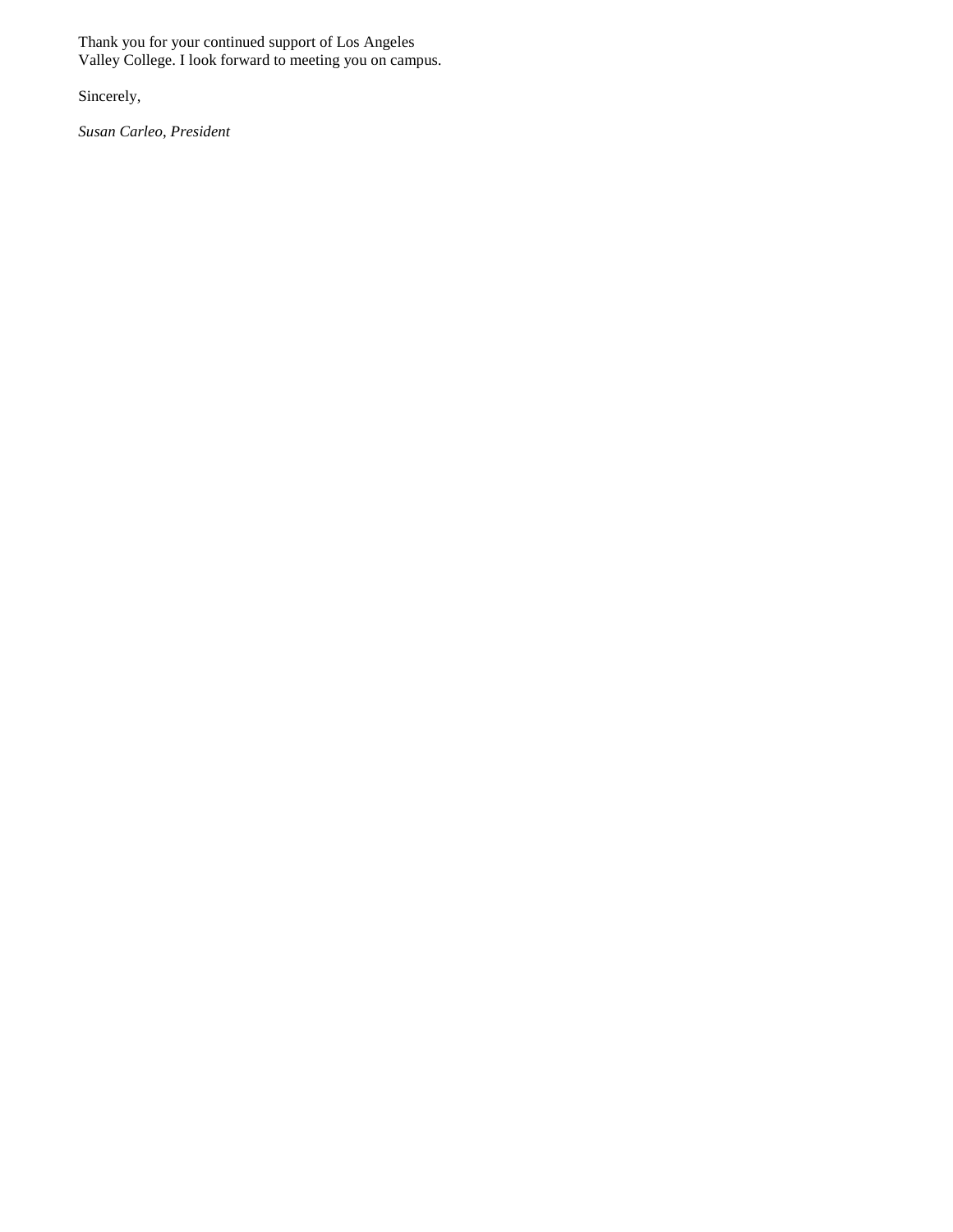Thank you for your continued support of Los Angeles Valley College. I look forward to meeting you on campus.

Sincerely,

*Susan Carleo, President*